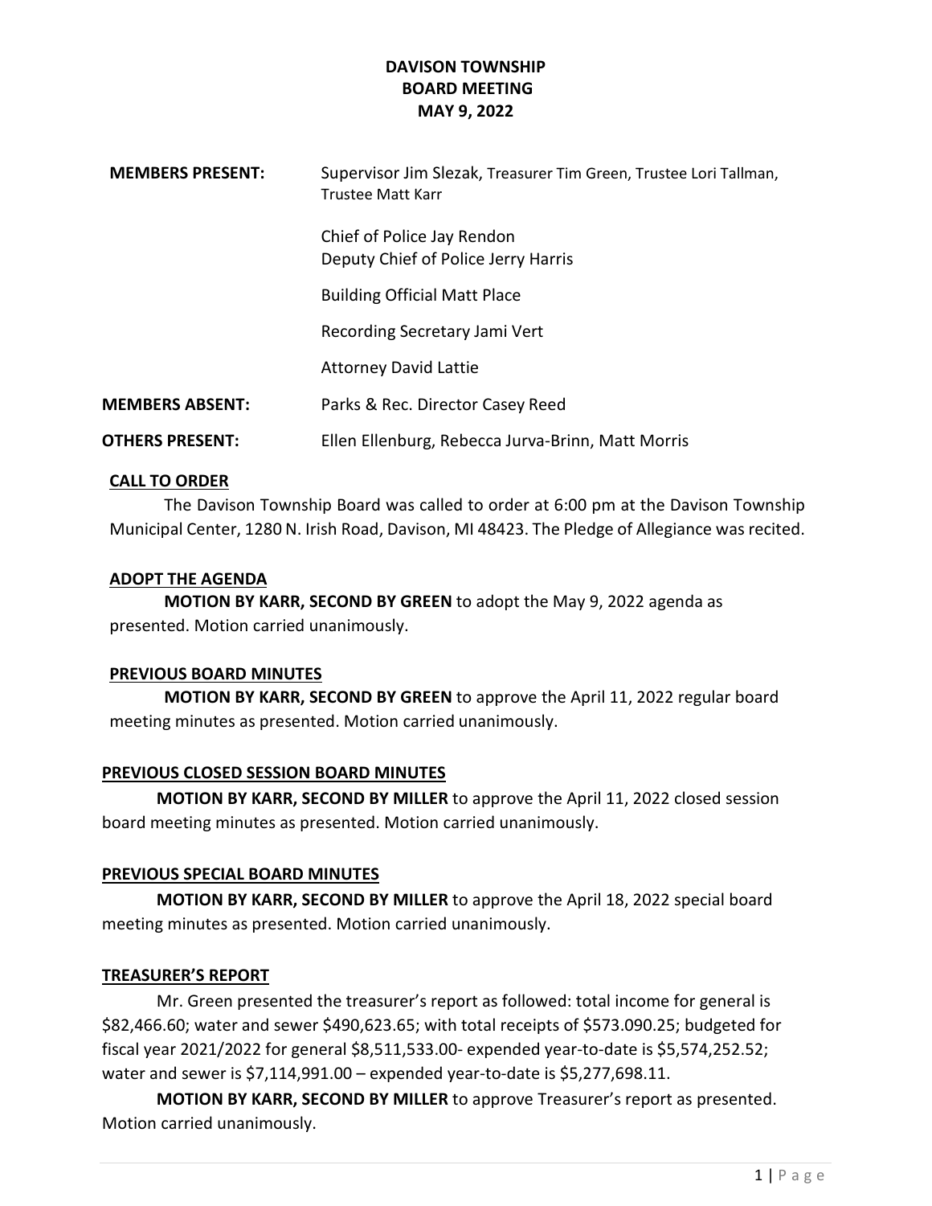# DAVISON TOWNSHIP
## BOARD MEETING
## MAY 9, 2022

| | |
|---|---|
| **MEMBERS PRESENT:** | Supervisor Jim Slezak, Treasurer Tim Green, Trustee Lori Tallman, Trustee Matt Karr |
| | Chief of Police Jay Rendon<br>Deputy Chief of Police Jerry Harris |
| | Building Official Matt Place |
| | Recording Secretary Jami Vert |
| | Attorney David Lattie |
| **MEMBERS ABSENT:** | Parks & Rec. Director Casey Reed |
| **OTHERS PRESENT:** | Ellen Ellenburg, Rebecca Jurva-Brinn, Matt Morris |

### CALL TO ORDER

The Davison Township Board was called to order at 6:00 pm at the Davison Township Municipal Center, 1280 N. Irish Road, Davison, MI 48423. The Pledge of Allegiance was recited.

### ADOPT THE AGENDA

**MOTION BY KARR, SECOND BY GREEN** to adopt the May 9, 2022 agenda as presented. Motion carried unanimously.

### PREVIOUS BOARD MINUTES

**MOTION BY KARR, SECOND BY GREEN** to approve the April 11, 2022 regular board meeting minutes as presented. Motion carried unanimously.

### PREVIOUS CLOSED SESSION BOARD MINUTES

**MOTION BY KARR, SECOND BY MILLER** to approve the April 11, 2022 closed session board meeting minutes as presented. Motion carried unanimously.

### PREVIOUS SPECIAL BOARD MINUTES

**MOTION BY KARR, SECOND BY MILLER** to approve the April 18, 2022 special board meeting minutes as presented. Motion carried unanimously.

### TREASURER'S REPORT

Mr. Green presented the treasurer's report as followed: total income for general is $82,466.60; water and sewer $490,623.65; with total receipts of $573.090.25; budgeted for fiscal year 2021/2022 for general $8,511,533.00- expended year-to-date is $5,574,252.52; water and sewer is $7,114,991.00 – expended year-to-date is $5,277,698.11.

**MOTION BY KARR, SECOND BY MILLER** to approve Treasurer's report as presented. Motion carried unanimously.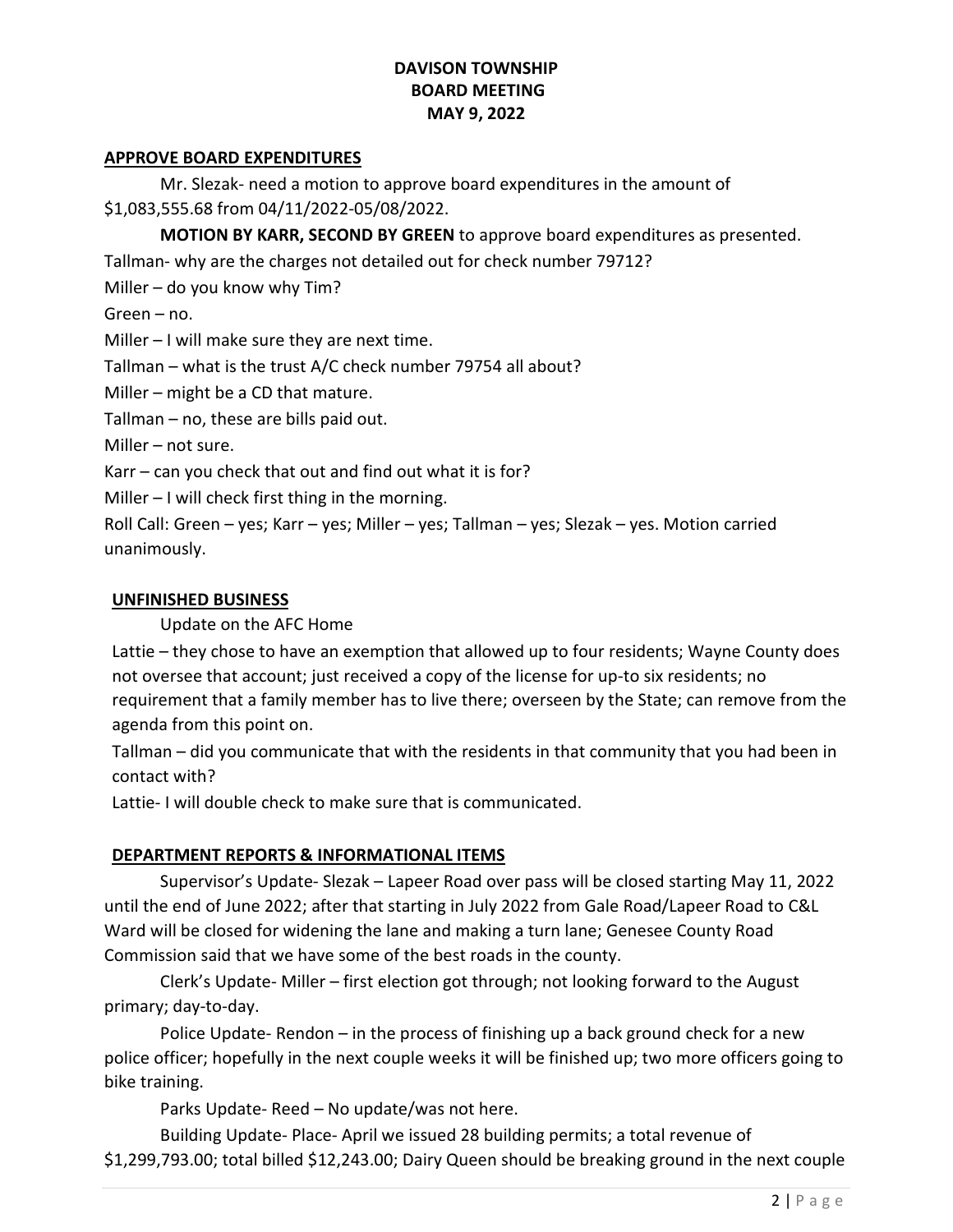**DAVISON TOWNSHIP**
**BOARD MEETING**
**MAY 9, 2022**

**APPROVE BOARD EXPENDITURES**

Mr. Slezak- need a motion to approve board expenditures in the amount of $1,083,555.68 from 04/11/2022-05/08/2022.

**MOTION BY KARR, SECOND BY GREEN** to approve board expenditures as presented.

Tallman- why are the charges not detailed out for check number 79712?

Miller – do you know why Tim?

Green – no.

Miller – I will make sure they are next time.

Tallman – what is the trust A/C check number 79754 all about?

Miller – might be a CD that mature.

Tallman – no, these are bills paid out.

Miller – not sure.

Karr – can you check that out and find out what it is for?

Miller – I will check first thing in the morning.

Roll Call: Green – yes; Karr – yes; Miller – yes; Tallman – yes; Slezak – yes. Motion carried unanimously.

**UNFINISHED BUSINESS**

Update on the AFC Home

Lattie – they chose to have an exemption that allowed up to four residents; Wayne County does not oversee that account; just received a copy of the license for up-to six residents; no requirement that a family member has to live there; overseen by the State; can remove from the agenda from this point on.

Tallman – did you communicate that with the residents in that community that you had been in contact with?

Lattie- I will double check to make sure that is communicated.

**DEPARTMENT REPORTS & INFORMATIONAL ITEMS**

Supervisor's Update- Slezak – Lapeer Road over pass will be closed starting May 11, 2022 until the end of June 2022; after that starting in July 2022 from Gale Road/Lapeer Road to C&L Ward will be closed for widening the lane and making a turn lane; Genesee County Road Commission said that we have some of the best roads in the county.

Clerk's Update- Miller – first election got through; not looking forward to the August primary; day-to-day.

Police Update- Rendon – in the process of finishing up a back ground check for a new police officer; hopefully in the next couple weeks it will be finished up; two more officers going to bike training.

Parks Update- Reed – No update/was not here.

Building Update- Place- April we issued 28 building permits; a total revenue of $1,299,793.00; total billed $12,243.00; Dairy Queen should be breaking ground in the next couple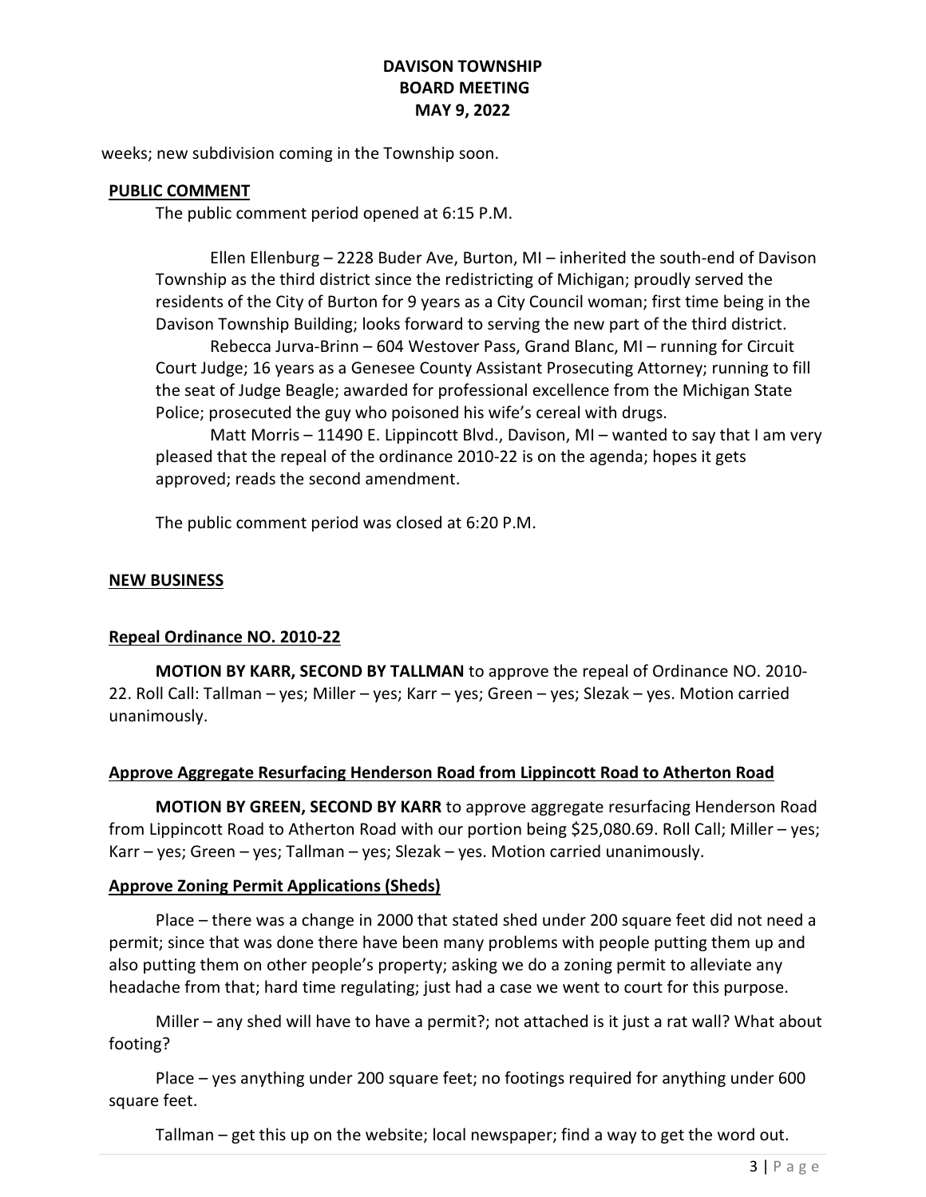weeks; new subdivision coming in the Township soon.

**PUBLIC COMMENT**

The public comment period opened at 6:15 P.M.

Ellen Ellenburg – 2228 Buder Ave, Burton, MI – inherited the south-end of Davison Township as the third district since the redistricting of Michigan; proudly served the residents of the City of Burton for 9 years as a City Council woman; first time being in the Davison Township Building; looks forward to serving the new part of the third district.

Rebecca Jurva-Brinn – 604 Westover Pass, Grand Blanc, MI – running for Circuit Court Judge; 16 years as a Genesee County Assistant Prosecuting Attorney; running to fill the seat of Judge Beagle; awarded for professional excellence from the Michigan State Police; prosecuted the guy who poisoned his wife's cereal with drugs.

Matt Morris – 11490 E. Lippincott Blvd., Davison, MI – wanted to say that I am very pleased that the repeal of the ordinance 2010-22 is on the agenda; hopes it gets approved; reads the second amendment.

The public comment period was closed at 6:20 P.M.

**NEW BUSINESS**

**Repeal Ordinance NO. 2010-22**

**MOTION BY KARR, SECOND BY TALLMAN** to approve the repeal of Ordinance NO. 2010-22. Roll Call: Tallman – yes; Miller – yes; Karr – yes; Green – yes; Slezak – yes. Motion carried unanimously.

**Approve Aggregate Resurfacing Henderson Road from Lippincott Road to Atherton Road**

**MOTION BY GREEN, SECOND BY KARR** to approve aggregate resurfacing Henderson Road from Lippincott Road to Atherton Road with our portion being $25,080.69. Roll Call; Miller – yes; Karr – yes; Green – yes; Tallman – yes; Slezak – yes. Motion carried unanimously.

**Approve Zoning Permit Applications (Sheds)**

Place – there was a change in 2000 that stated shed under 200 square feet did not need a permit; since that was done there have been many problems with people putting them up and also putting them on other people's property; asking we do a zoning permit to alleviate any headache from that; hard time regulating; just had a case we went to court for this purpose.

Miller – any shed will have to have a permit?; not attached is it just a rat wall? What about footing?

Place – yes anything under 200 square feet; no footings required for anything under 600 square feet.

Tallman – get this up on the website; local newspaper; find a way to get the word out.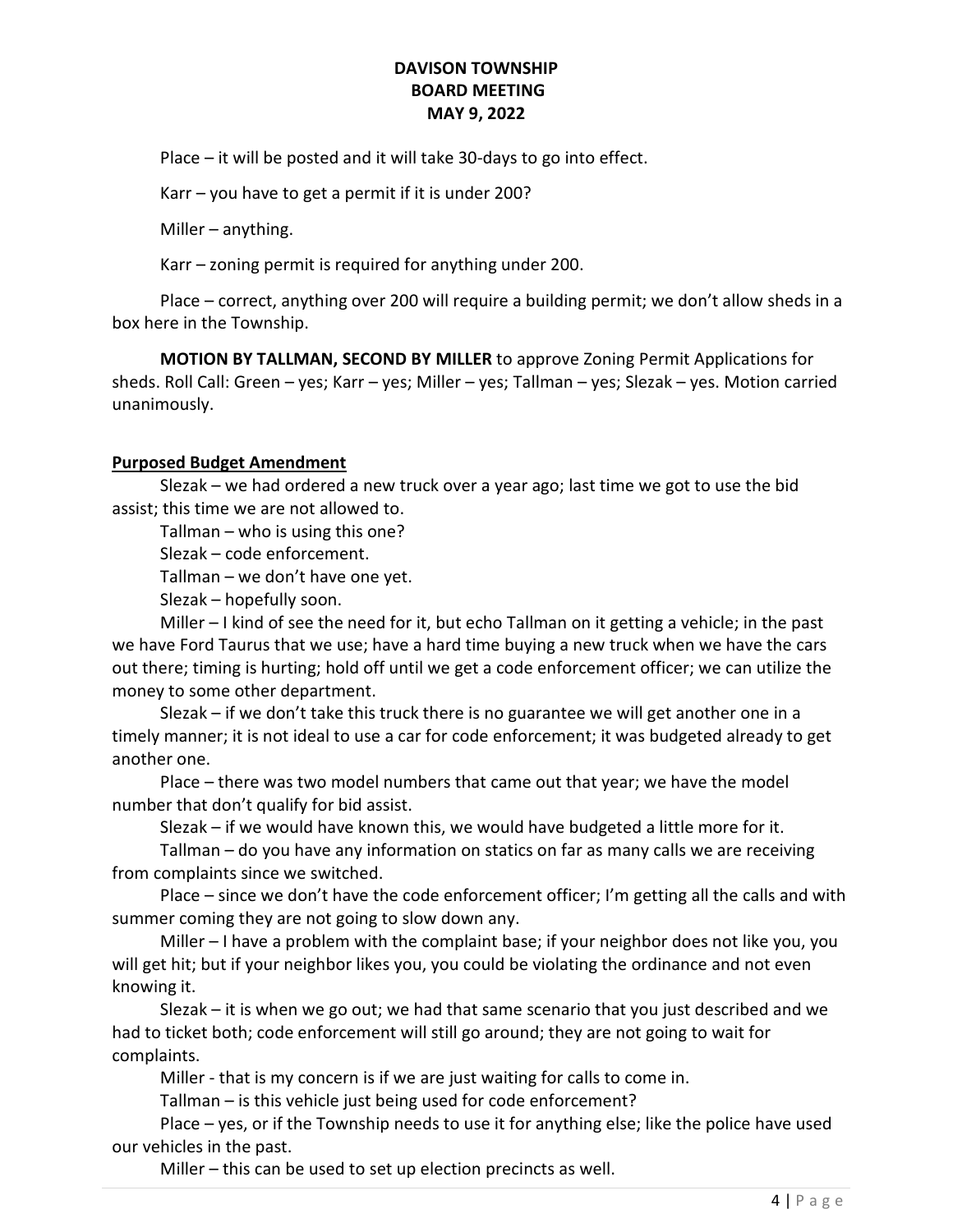Place – it will be posted and it will take 30-days to go into effect.

Karr – you have to get a permit if it is under 200?

Miller – anything.

Karr – zoning permit is required for anything under 200.

Place – correct, anything over 200 will require a building permit; we don't allow sheds in a box here in the Township.

**MOTION BY TALLMAN, SECOND BY MILLER** to approve Zoning Permit Applications for sheds. Roll Call: Green – yes; Karr – yes; Miller – yes; Tallman – yes; Slezak – yes. Motion carried unanimously.

**Purposed Budget Amendment**

Slezak – we had ordered a new truck over a year ago; last time we got to use the bid assist; this time we are not allowed to.

Tallman – who is using this one?

Slezak – code enforcement.

Tallman – we don't have one yet.

Slezak – hopefully soon.

Miller – I kind of see the need for it, but echo Tallman on it getting a vehicle; in the past we have Ford Taurus that we use; have a hard time buying a new truck when we have the cars out there; timing is hurting; hold off until we get a code enforcement officer; we can utilize the money to some other department.

Slezak – if we don't take this truck there is no guarantee we will get another one in a timely manner; it is not ideal to use a car for code enforcement; it was budgeted already to get another one.

Place – there was two model numbers that came out that year; we have the model number that don't qualify for bid assist.

Slezak – if we would have known this, we would have budgeted a little more for it.

Tallman – do you have any information on statics on far as many calls we are receiving from complaints since we switched.

Place – since we don't have the code enforcement officer; I'm getting all the calls and with summer coming they are not going to slow down any.

Miller – I have a problem with the complaint base; if your neighbor does not like you, you will get hit; but if your neighbor likes you, you could be violating the ordinance and not even knowing it.

Slezak – it is when we go out; we had that same scenario that you just described and we had to ticket both; code enforcement will still go around; they are not going to wait for complaints.

Miller - that is my concern is if we are just waiting for calls to come in.

Tallman – is this vehicle just being used for code enforcement?

Place – yes, or if the Township needs to use it for anything else; like the police have used our vehicles in the past.

Miller – this can be used to set up election precincts as well.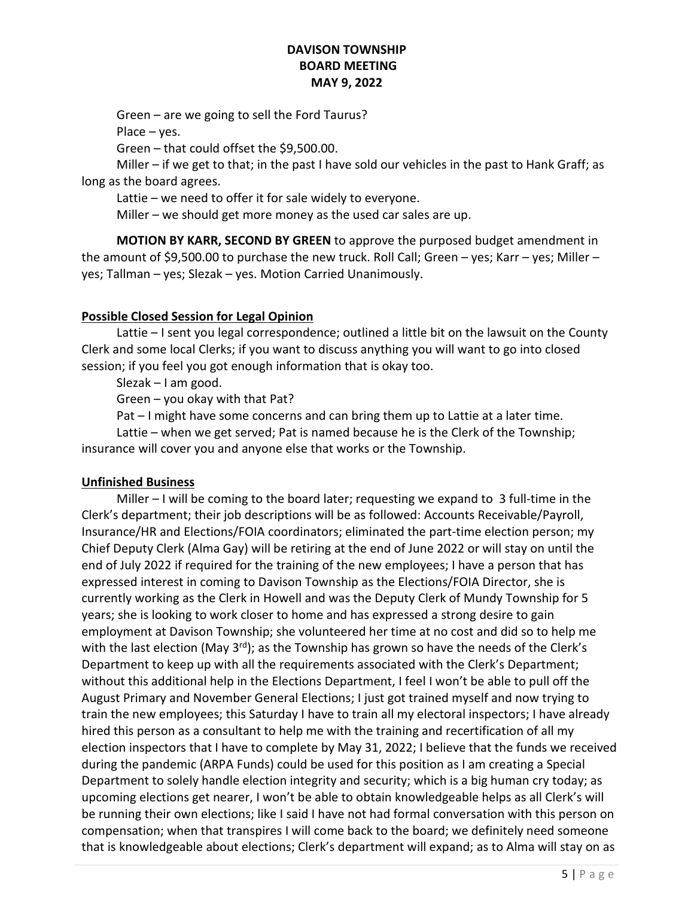Green – are we going to sell the Ford Taurus?

Place – yes.

Green – that could offset the $9,500.00.

Miller – if we get to that; in the past I have sold our vehicles in the past to Hank Graff; as long as the board agrees.

Lattie – we need to offer it for sale widely to everyone.

Miller – we should get more money as the used car sales are up.

**MOTION BY KARR, SECOND BY GREEN** to approve the purposed budget amendment in the amount of $9,500.00 to purchase the new truck. Roll Call; Green – yes; Karr – yes; Miller – yes; Tallman – yes; Slezak – yes. Motion Carried Unanimously.

**Possible Closed Session for Legal Opinion**

Lattie – I sent you legal correspondence; outlined a little bit on the lawsuit on the County Clerk and some local Clerks; if you want to discuss anything you will want to go into closed session; if you feel you got enough information that is okay too.

Slezak – I am good.

Green – you okay with that Pat?

Pat – I might have some concerns and can bring them up to Lattie at a later time.

Lattie – when we get served; Pat is named because he is the Clerk of the Township; insurance will cover you and anyone else that works or the Township.

**Unfinished Business**

Miller – I will be coming to the board later; requesting we expand to 3 full-time in the Clerk's department; their job descriptions will be as followed: Accounts Receivable/Payroll, Insurance/HR and Elections/FOIA coordinators; eliminated the part-time election person; my Chief Deputy Clerk (Alma Gay) will be retiring at the end of June 2022 or will stay on until the end of July 2022 if required for the training of the new employees; I have a person that has expressed interest in coming to Davison Township as the Elections/FOIA Director, she is currently working as the Clerk in Howell and was the Deputy Clerk of Mundy Township for 5 years; she is looking to work closer to home and has expressed a strong desire to gain employment at Davison Township; she volunteered her time at no cost and did so to help me with the last election (May 3rd); as the Township has grown so have the needs of the Clerk's Department to keep up with all the requirements associated with the Clerk's Department; without this additional help in the Elections Department, I feel I won't be able to pull off the August Primary and November General Elections; I just got trained myself and now trying to train the new employees; this Saturday I have to train all my electoral inspectors; I have already hired this person as a consultant to help me with the training and recertification of all my election inspectors that I have to complete by May 31, 2022; I believe that the funds we received during the pandemic (ARPA Funds) could be used for this position as I am creating a Special Department to solely handle election integrity and security; which is a big human cry today; as upcoming elections get nearer, I won't be able to obtain knowledgeable helps as all Clerk's will be running their own elections; like I said I have not had formal conversation with this person on compensation; when that transpires I will come back to the board; we definitely need someone that is knowledgeable about elections; Clerk's department will expand; as to Alma will stay on as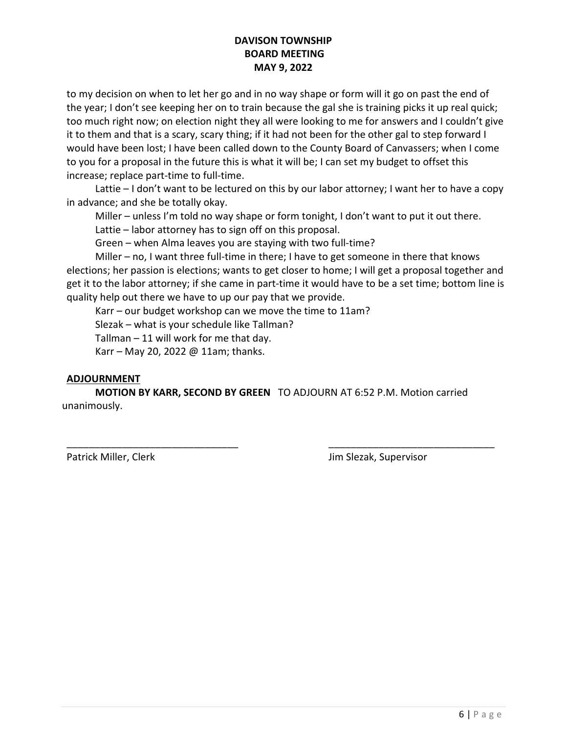to my decision on when to let her go and in no way shape or form will it go on past the end of the year; I don't see keeping her on to train because the gal she is training picks it up real quick; too much right now; on election night they all were looking to me for answers and I couldn't give it to them and that is a scary, scary thing; if it had not been for the other gal to step forward I would have been lost; I have been called down to the County Board of Canvassers; when I come to you for a proposal in the future this is what it will be; I can set my budget to offset this increase; replace part-time to full-time.

Lattie – I don't want to be lectured on this by our labor attorney; I want her to have a copy in advance; and she be totally okay.

Miller – unless I'm told no way shape or form tonight, I don't want to put it out there.

Lattie – labor attorney has to sign off on this proposal.

Green – when Alma leaves you are staying with two full-time?

Miller – no, I want three full-time in there; I have to get someone in there that knows elections; her passion is elections; wants to get closer to home; I will get a proposal together and get it to the labor attorney; if she came in part-time it would have to be a set time; bottom line is quality help out there we have to up our pay that we provide.

Karr – our budget workshop can we move the time to 11am?

Slezak – what is your schedule like Tallman?

Tallman – 11 will work for me that day.

Karr – May 20, 2022 @ 11am; thanks.

**ADJOURNMENT**

**MOTION BY KARR, SECOND BY GREEN** TO ADJOURN AT 6:52 P.M. Motion carried unanimously.

_______________________________ _______________________________

Patrick Miller, Clerk Jim Slezak, Supervisor